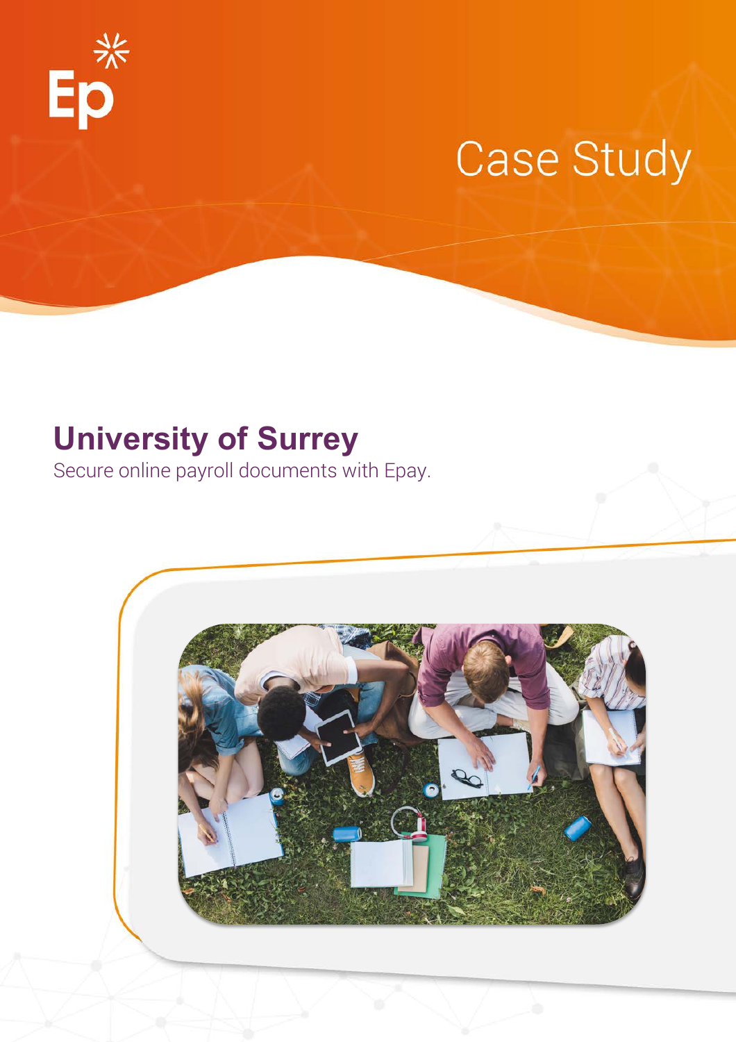Case Study

# University of Surrey

Secure online payroll documents with Epay.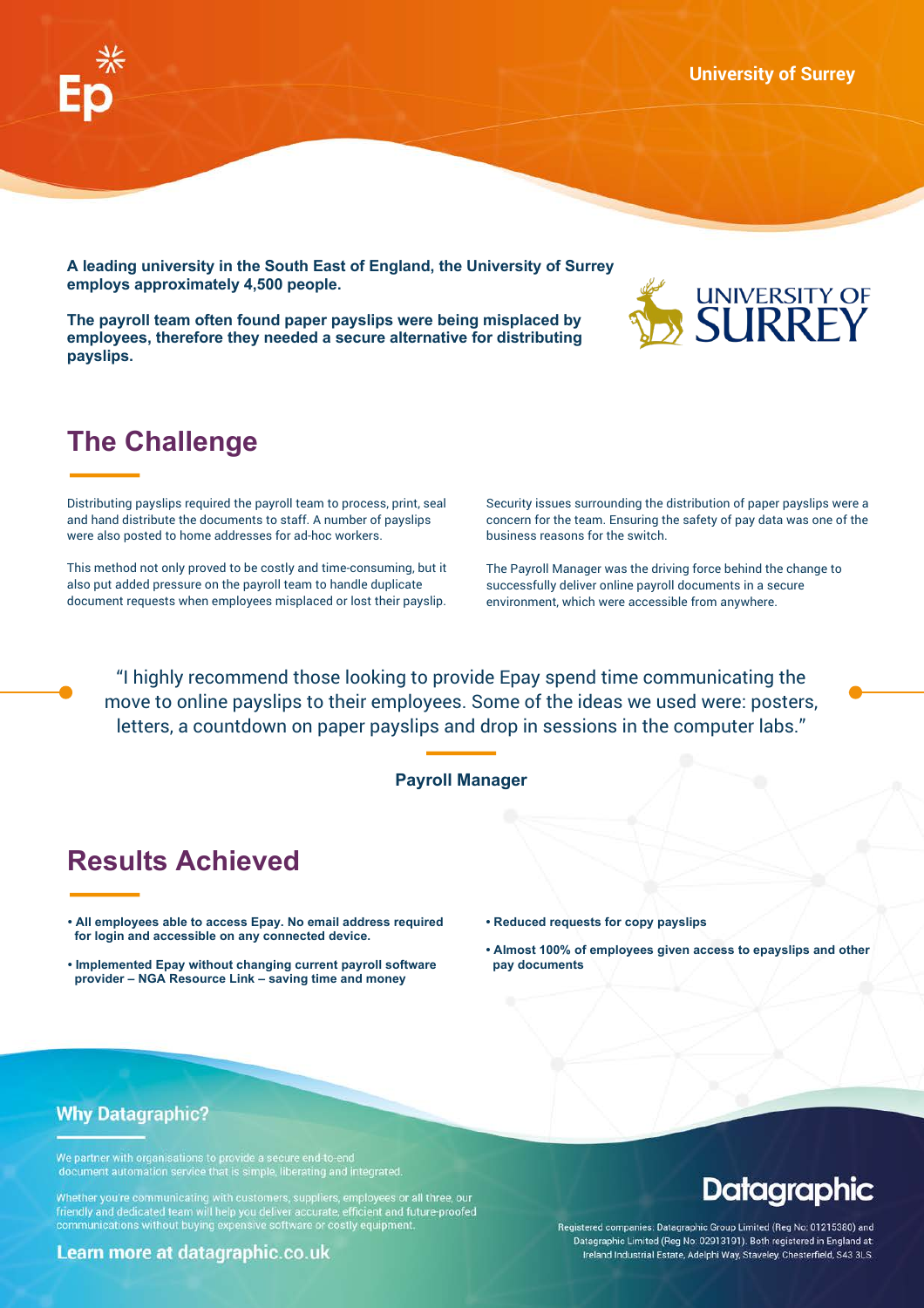University of Surrey

**A leading university in the South East of England, the University of Surrey employs approximately 4,500 people.**

**The payroll team often found paper payslips were being misplaced by employees, therefore they needed a secure alternative for distributing payslips.**

## The Challenge

Distributing payslips required the payroll team to process, print, seal and hand distribute the documents to staff. A number of payslips were also posted to home addresses for ad-hoc workers.

This method not only proved to be costly and time-consuming, but it also put added pressure on the payroll team to handle duplicate document requests when employees misplaced or lost their payslip.

Security issues surrounding the distribution of paper payslips were a concern for the team. Ensuring the safety of pay data was one of the business reasons for the switch.

The Payroll Manager was the driving force behind the change to successfully deliver online payroll documents in a secure environment, which were accessible from anywhere.

> "I highly recommend those looking to provide Epay spend time communicating the move to online payslips to their employees. Some of the ideas we used were: posters, letters, a countdown on paper payslips and drop in sessions in the computer labs."
>
> **Payroll Manager**

## Results Achieved

- **All employees able to access Epay. No email address required for login and accessible on any connected device.**
- **Implemented Epay without changing current payroll software provider – NGA Resource Link – saving time and money**
- **Reduced requests for copy payslips**
- **Almost 100% of employees given access to epayslips and other pay documents**

### Why Datagraphic?

We partner with organisations to provide a secure end-to-end document automation service that is simple, liberating and integrated.

Whether you're communicating with customers, suppliers, employees or all three, our friendly and dedicated team will help you deliver accurate, efficient and future-proofed communications without buying expensive software or costly equipment.

**Learn more at datagraphic.co.uk**

Datagraphic

Registered companies: Datagraphic Group Limited (Reg No: 01215380) and Datagraphic Limited (Reg No: 02913191). Both registered in England at: Ireland Industrial Estate, Adelphi Way, Staveley, Chesterfield, S43 3LS.